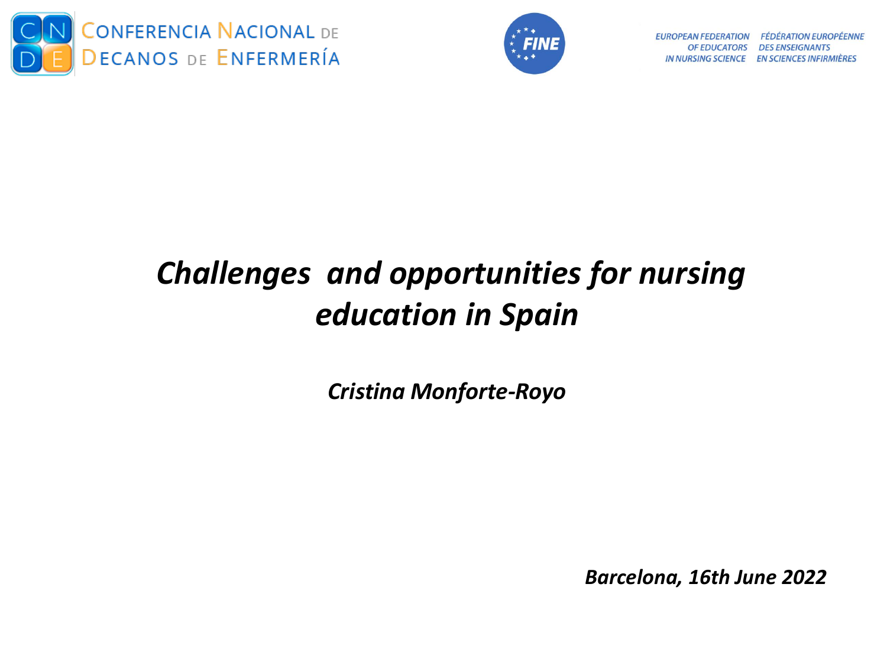CONFERENCIA NACIONAL DE DECANOS DE ENFERMERÍA

FINE

EUROPEAN FEDERATION OF EDUCATORS IN NURSING SCIENCE

FÉDÉRATION EUROPÉENNE DES ENSEIGNANTS EN SCIENCES INFIRMIÈRES

# *Challenges and opportunities for nursing education in Spain*

***Cristina Monforte-Royo***

***Barcelona, 16th June 2022***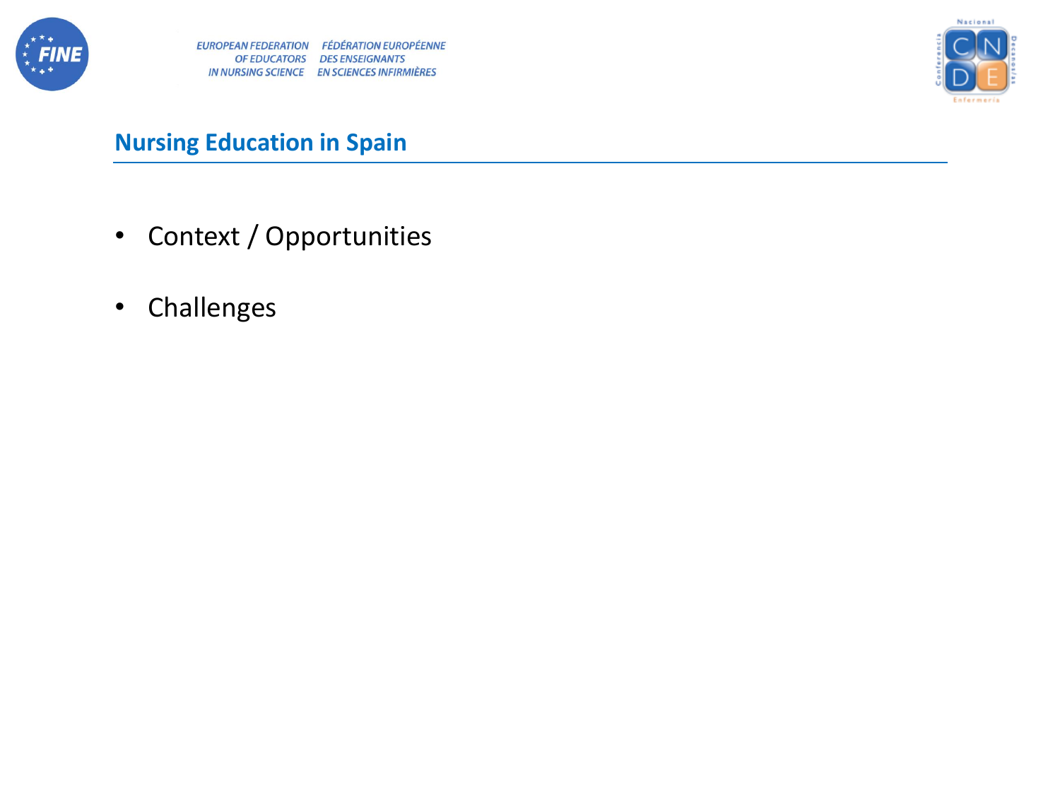## Nursing Education in Spain

- Context / Opportunities
- Challenges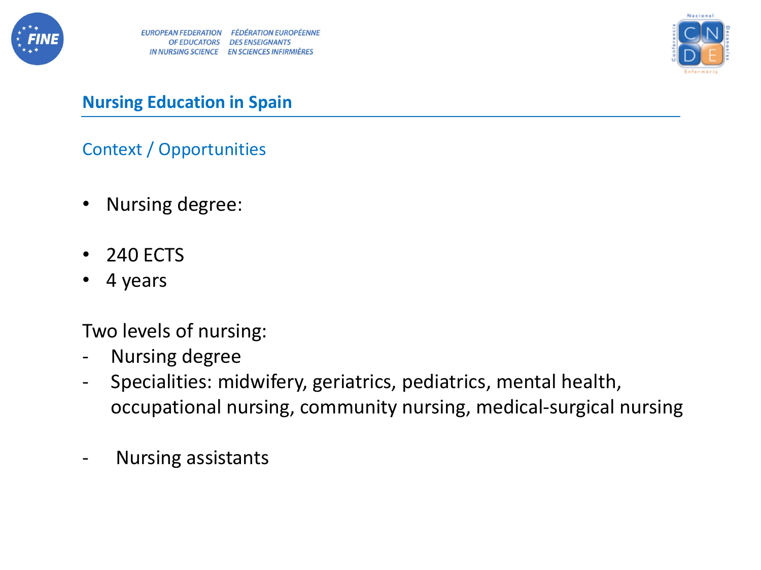## Nursing Education in Spain

### Context / Opportunities

- Nursing degree:

- 240 ECTS
- 4 years

Two levels of nursing:

- Nursing degree
- Specialities: midwifery, geriatrics, pediatrics, mental health, occupational nursing, community nursing, medical-surgical nursing

- Nursing assistants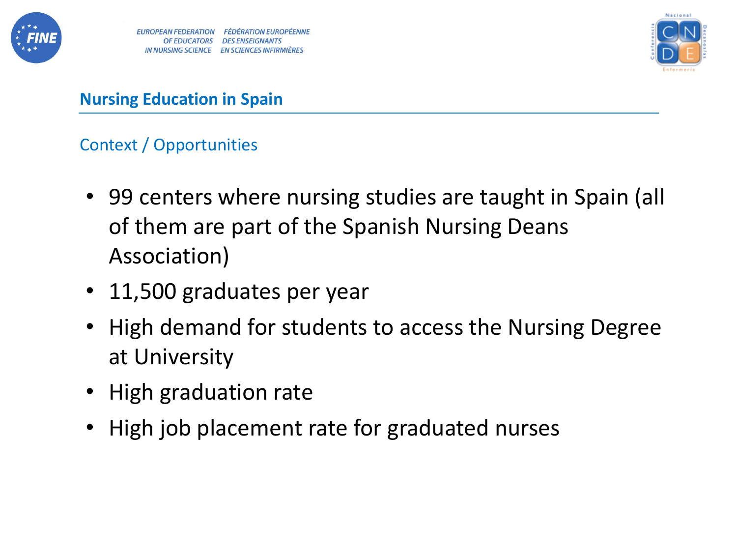## Nursing Education in Spain

### Context / Opportunities

- 99 centers where nursing studies are taught in Spain (all of them are part of the Spanish Nursing Deans Association)
- 11,500 graduates per year
- High demand for students to access the Nursing Degree at University
- High graduation rate
- High job placement rate for graduated nurses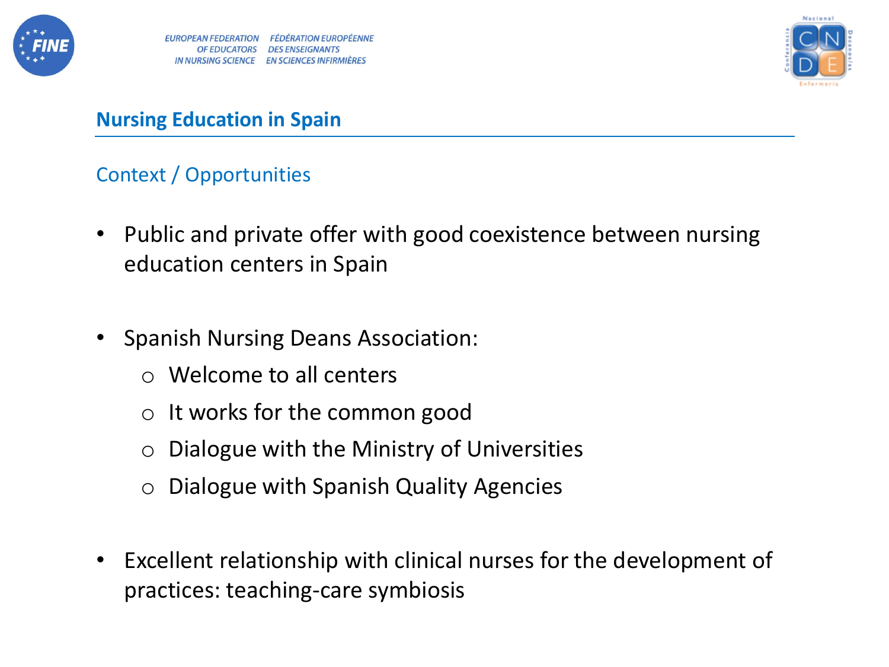## Nursing Education in Spain

### Context / Opportunities

- Public and private offer with good coexistence between nursing education centers in Spain

- Spanish Nursing Deans Association:
  - Welcome to all centers
  - It works for the common good
  - Dialogue with the Ministry of Universities
  - Dialogue with Spanish Quality Agencies

- Excellent relationship with clinical nurses for the development of practices: teaching-care symbiosis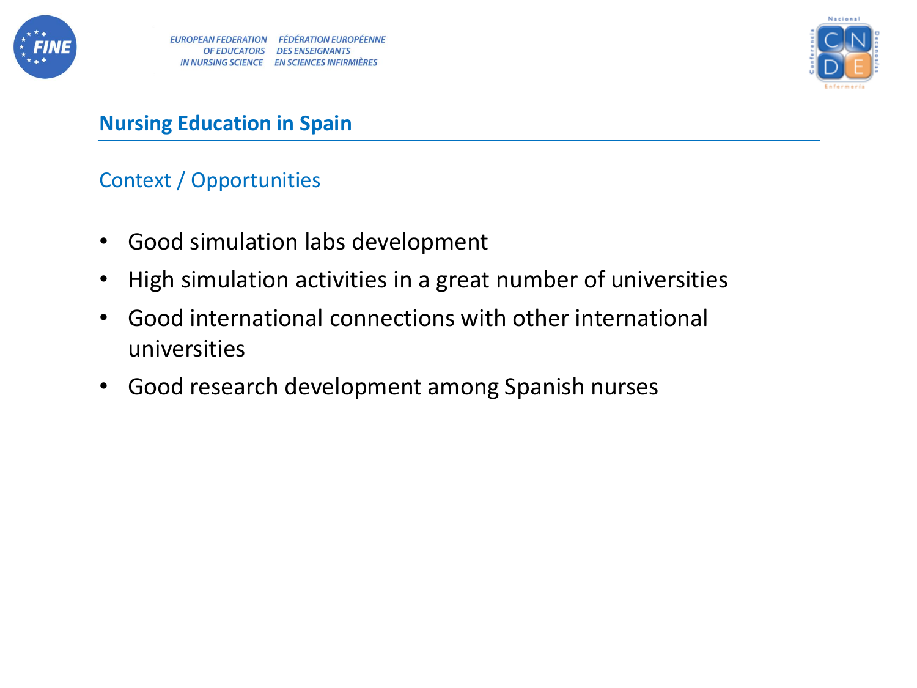## Nursing Education in Spain

### Context / Opportunities

- Good simulation labs development
- High simulation activities in a great number of universities
- Good international connections with other international universities
- Good research development among Spanish nurses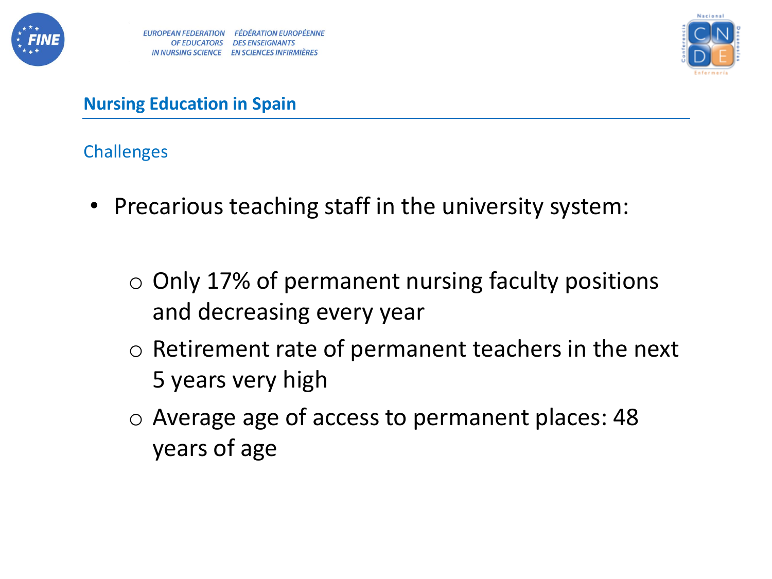## Nursing Education in Spain

### Challenges

- Precarious teaching staff in the university system:
  - Only 17% of permanent nursing faculty positions and decreasing every year
  - Retirement rate of permanent teachers in the next 5 years very high
  - Average age of access to permanent places: 48 years of age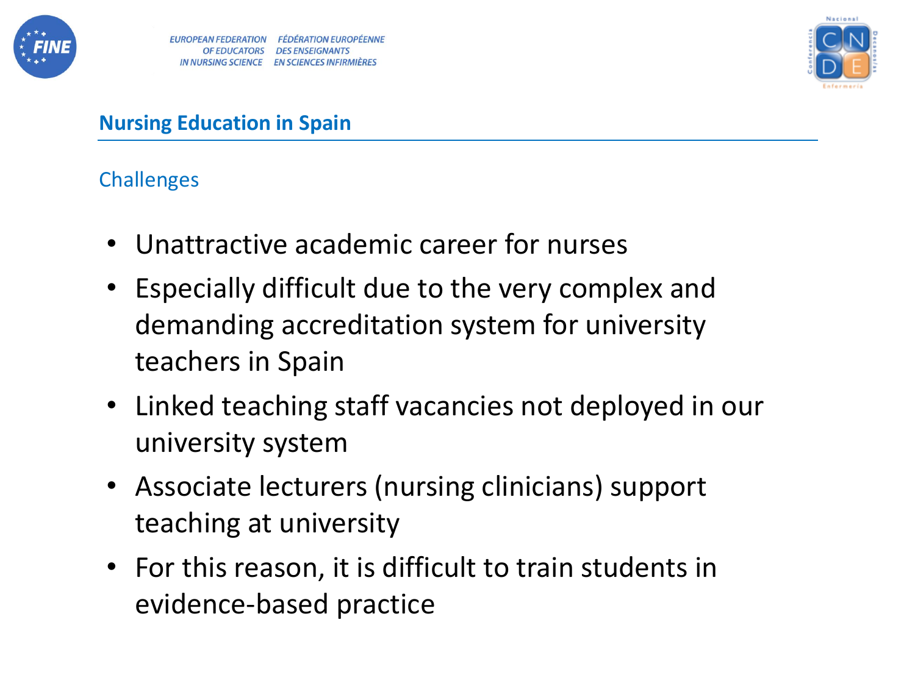## Nursing Education in Spain

### Challenges

- Unattractive academic career for nurses
- Especially difficult due to the very complex and demanding accreditation system for university teachers in Spain
- Linked teaching staff vacancies not deployed in our university system
- Associate lecturers (nursing clinicians) support teaching at university
- For this reason, it is difficult to train students in evidence-based practice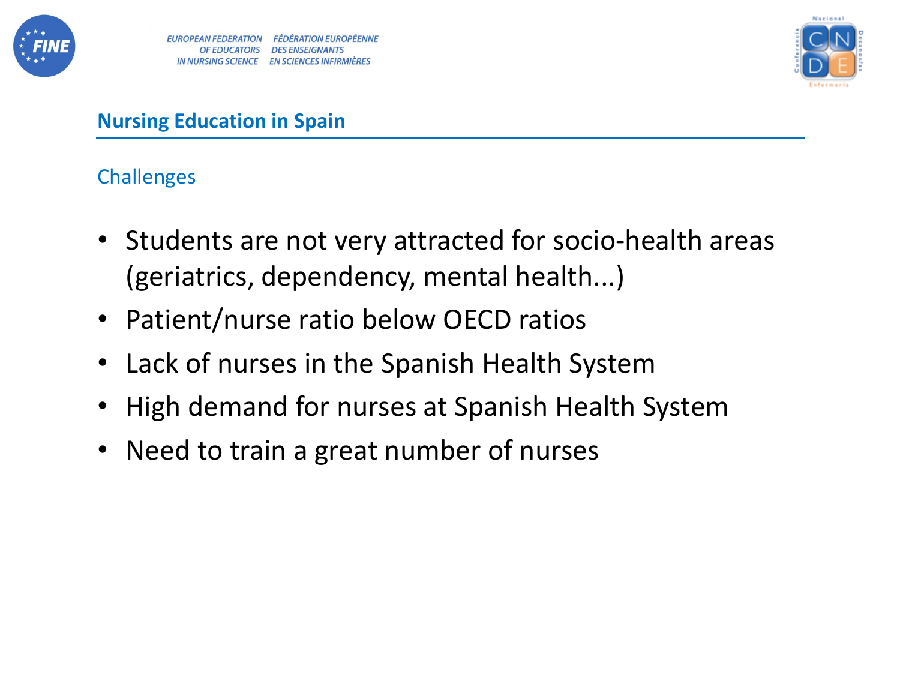## Nursing Education in Spain

### Challenges

- Students are not very attracted for socio-health areas (geriatrics, dependency, mental health...)
- Patient/nurse ratio below OECD ratios
- Lack of nurses in the Spanish Health System
- High demand for nurses at Spanish Health System
- Need to train a great number of nurses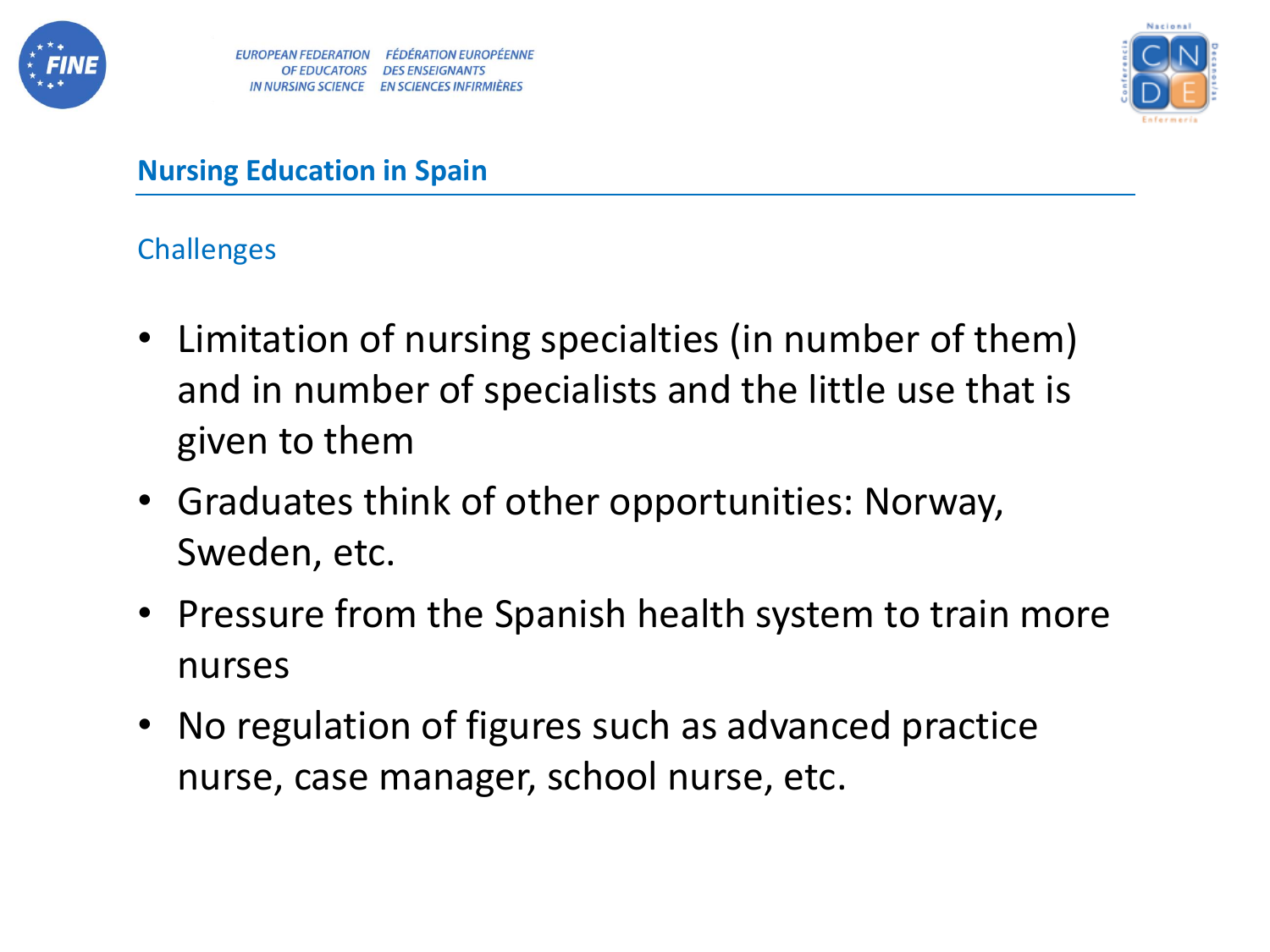## Nursing Education in Spain

### Challenges

- Limitation of nursing specialties (in number of them) and in number of specialists and the little use that is given to them
- Graduates think of other opportunities: Norway, Sweden, etc.
- Pressure from the Spanish health system to train more nurses
- No regulation of figures such as advanced practice nurse, case manager, school nurse, etc.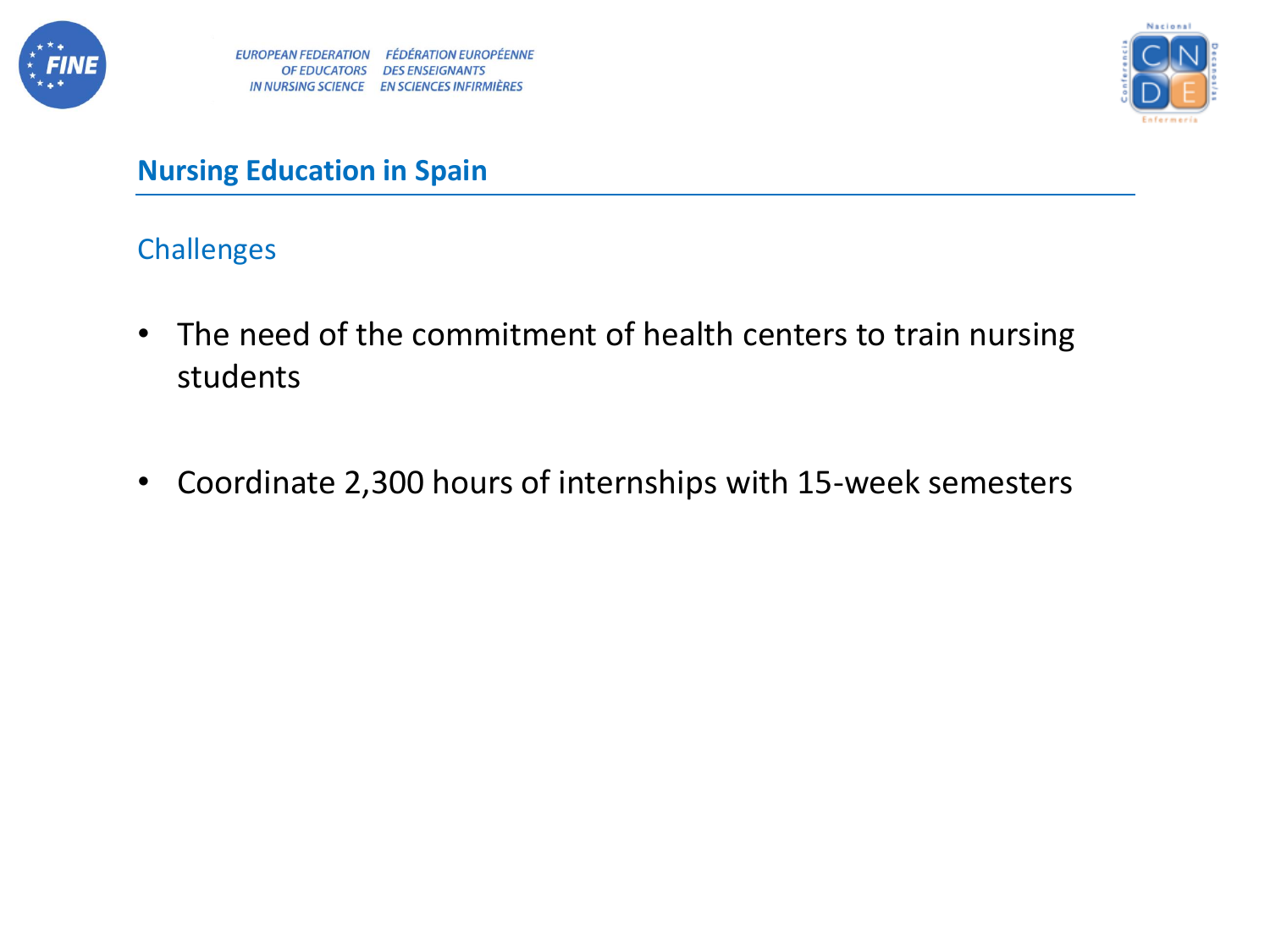## Nursing Education in Spain

### Challenges

- The need of the commitment of health centers to train nursing students
- Coordinate 2,300 hours of internships with 15-week semesters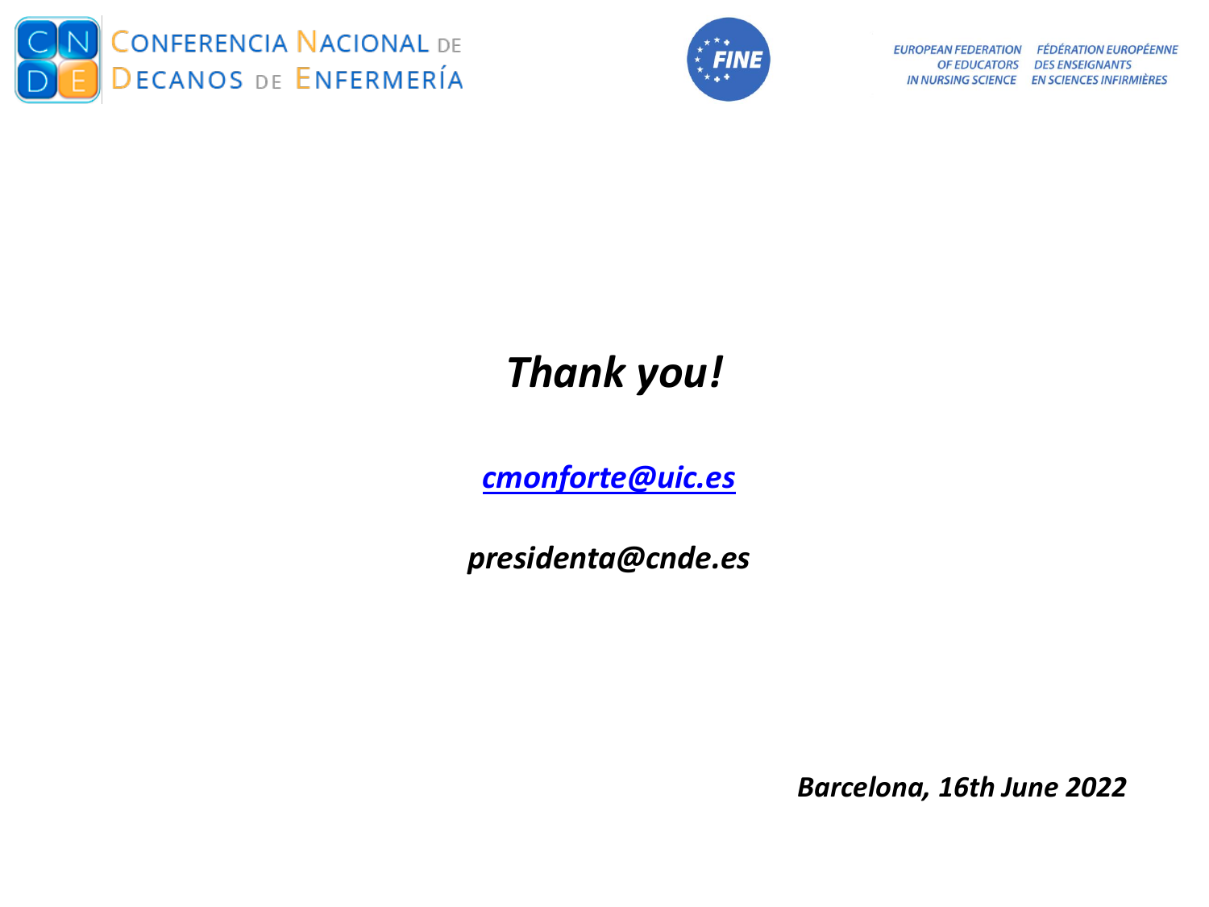CONFERENCIA NACIONAL DE DECANOS DE ENFERMERÍA

FINE

EUROPEAN FEDERATION OF EDUCATORS IN NURSING SCIENCE FÉDÉRATION EUROPÉENNE DES ENSEIGNANTS EN SCIENCES INFIRMIÈRES

# *Thank you!*

***cmonforte@uic.es***

***presidenta@cnde.es***

***Barcelona, 16th June 2022***